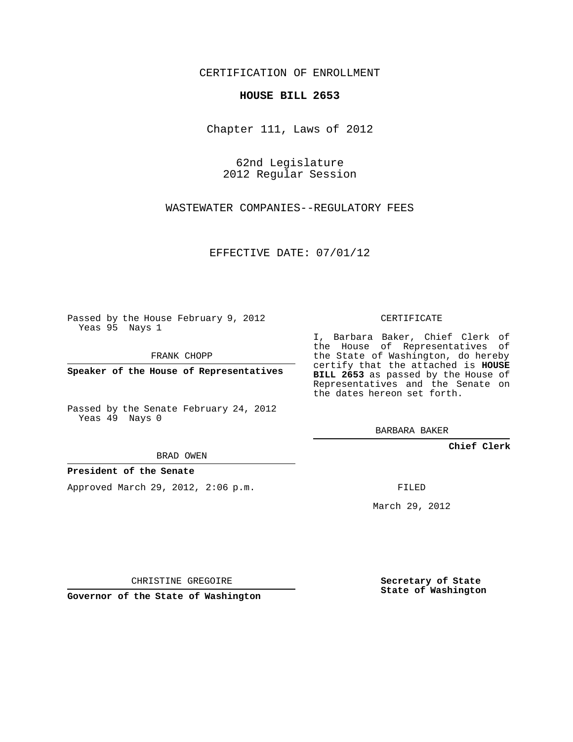CERTIFICATION OF ENROLLMENT

**HOUSE BILL 2653**

Chapter 111, Laws of 2012

62nd Legislature
2012 Regular Session

WASTEWATER COMPANIES--REGULATORY FEES

EFFECTIVE DATE: 07/01/12

Passed by the House February 9, 2012
Yeas 95 Nays 1

FRANK CHOPP

**Speaker of the House of Representatives**

Passed by the Senate February 24, 2012
Yeas 49 Nays 0

BRAD OWEN

**President of the Senate**

Approved March 29, 2012, 2:06 p.m.

CHRISTINE GREGOIRE

**Governor of the State of Washington**

CERTIFICATE

I, Barbara Baker, Chief Clerk of the House of Representatives of the State of Washington, do hereby certify that the attached is **HOUSE BILL 2653** as passed by the House of Representatives and the Senate on the dates hereon set forth.

BARBARA BAKER

**Chief Clerk**

FILED

March 29, 2012

**Secretary of State**
**State of Washington**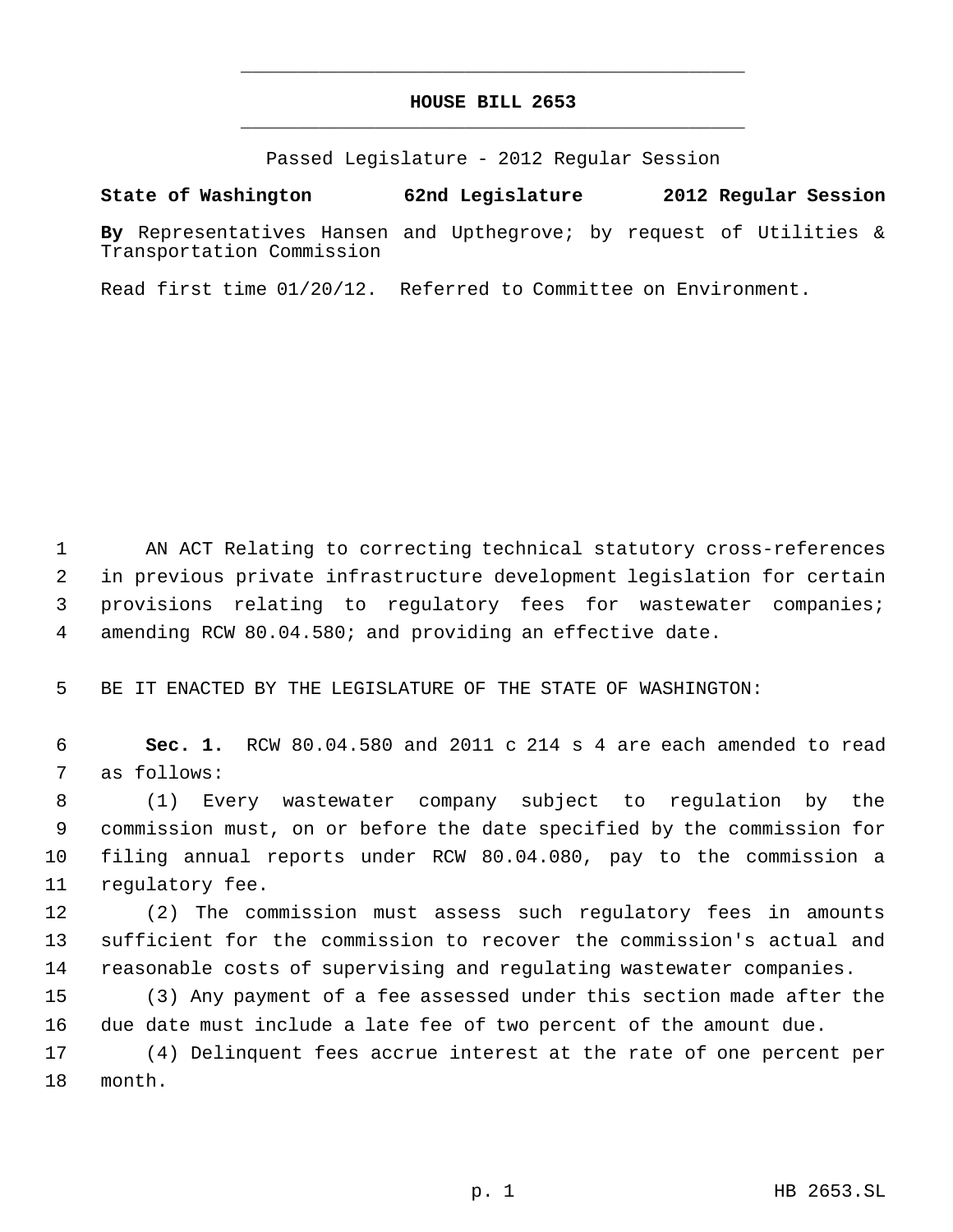# HOUSE BILL 2653

Passed Legislature - 2012 Regular Session

**State of Washington 62nd Legislature 2012 Regular Session**

**By** Representatives Hansen and Upthegrove; by request of Utilities & Transportation Commission

Read first time 01/20/12. Referred to Committee on Environment.

AN ACT Relating to correcting technical statutory cross-references in previous private infrastructure development legislation for certain provisions relating to regulatory fees for wastewater companies; amending RCW 80.04.580; and providing an effective date.

BE IT ENACTED BY THE LEGISLATURE OF THE STATE OF WASHINGTON:

**Sec. 1.** RCW 80.04.580 and 2011 c 214 s 4 are each amended to read as follows:

(1) Every wastewater company subject to regulation by the commission must, on or before the date specified by the commission for filing annual reports under RCW 80.04.080, pay to the commission a regulatory fee.

(2) The commission must assess such regulatory fees in amounts sufficient for the commission to recover the commission's actual and reasonable costs of supervising and regulating wastewater companies.

(3) Any payment of a fee assessed under this section made after the due date must include a late fee of two percent of the amount due.

(4) Delinquent fees accrue interest at the rate of one percent per month.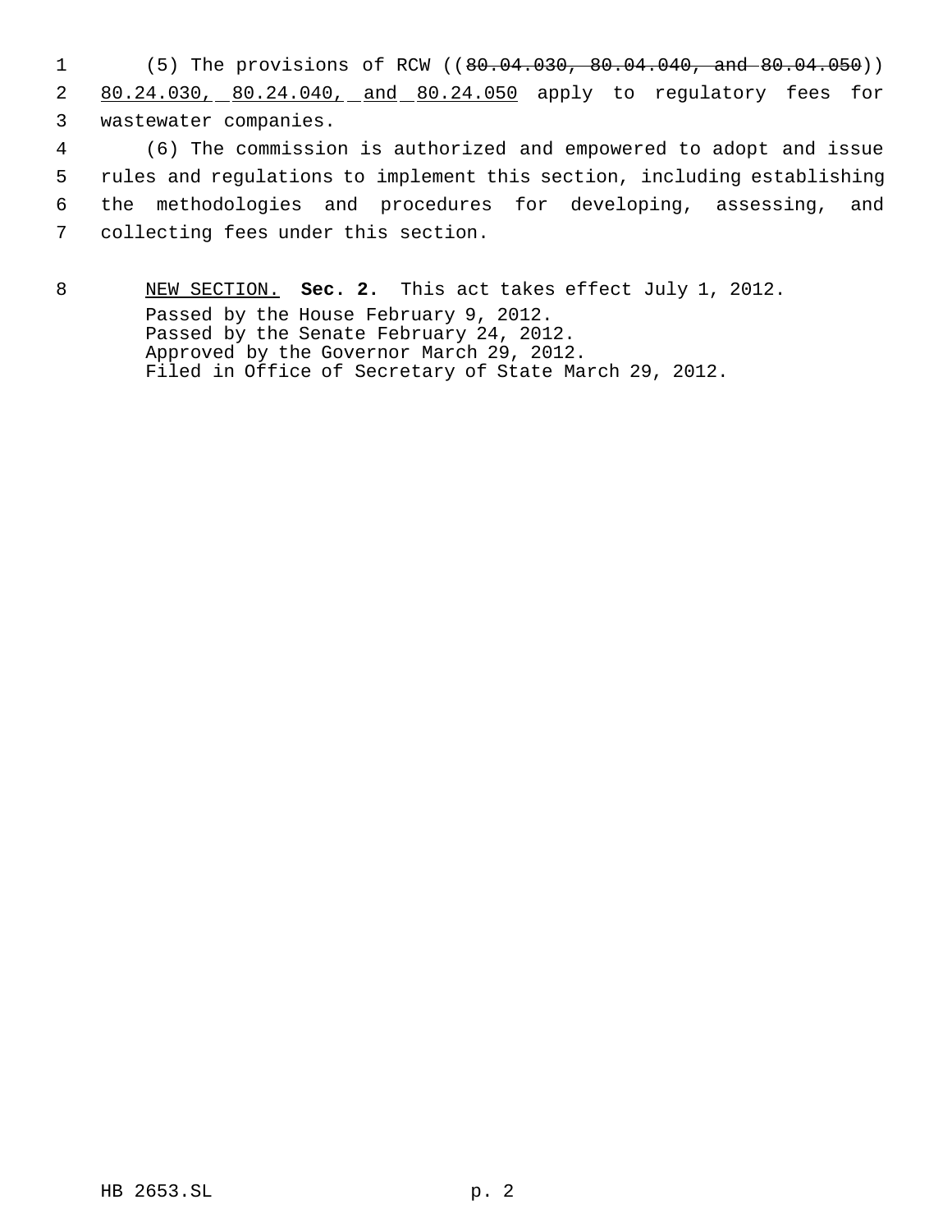(5) The provisions of RCW ((~~80.04.030, 80.04.040, and 80.04.050~~)) 80.24.030, 80.24.040, and 80.24.050 apply to regulatory fees for wastewater companies.

(6) The commission is authorized and empowered to adopt and issue rules and regulations to implement this section, including establishing the methodologies and procedures for developing, assessing, and collecting fees under this section.

NEW SECTION. **Sec. 2.** This act takes effect July 1, 2012.

Passed by the House February 9, 2012.
Passed by the Senate February 24, 2012.
Approved by the Governor March 29, 2012.
Filed in Office of Secretary of State March 29, 2012.